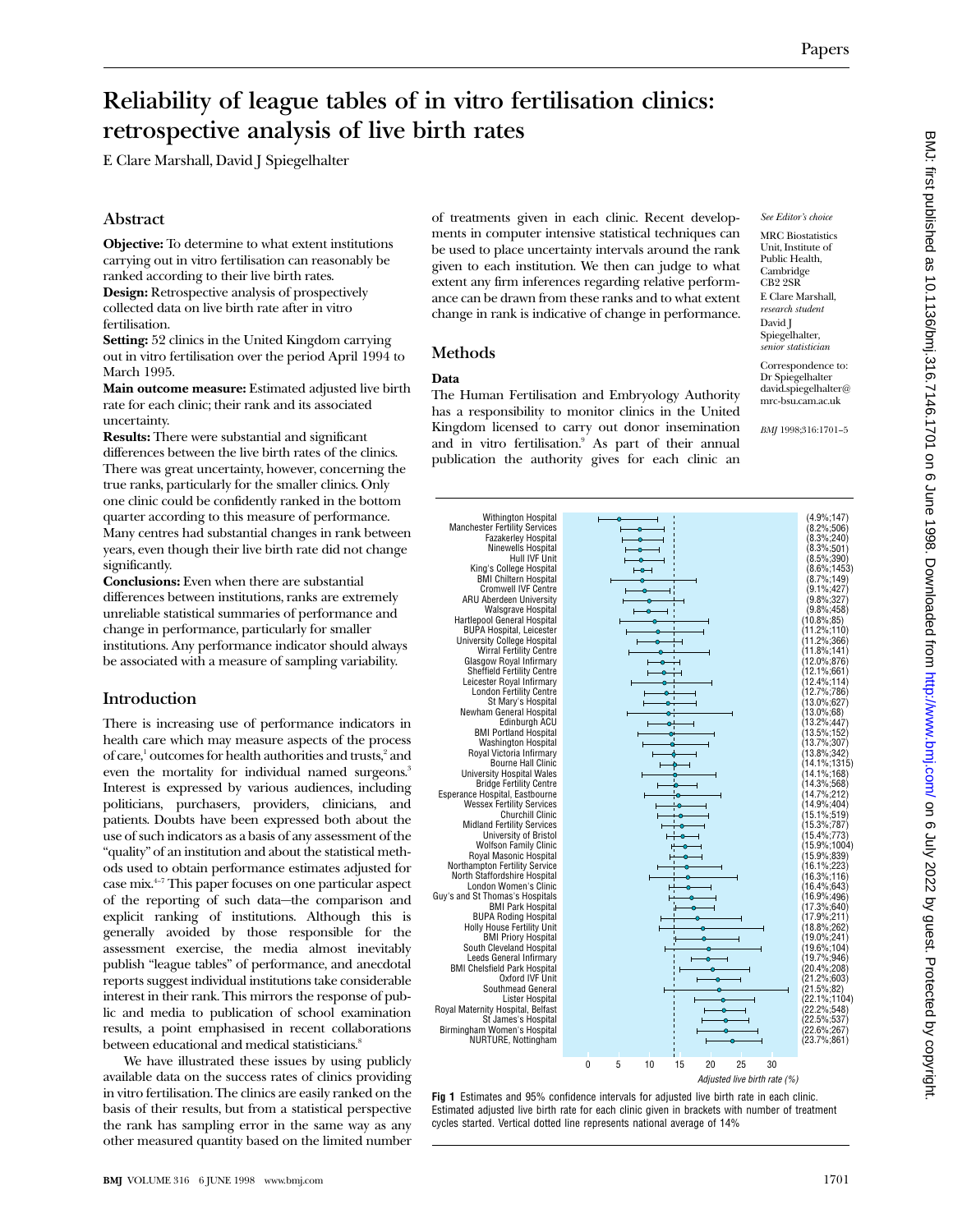# Reliability of league tables of in vitro fertilisation clinics: retrospective analysis of live birth rates

E Clare Marshall, David J Spiegelhalter

## Abstract

**Objective:** To determine to what extent institutions carrying out in vitro fertilisation can reasonably be ranked according to their live birth rates.

**Design:** Retrospective analysis of prospectively collected data on live birth rate after in vitro fertilisation.

**Setting:** 52 clinics in the United Kingdom carrying out in vitro fertilisation over the period April 1994 to March 1995.

**Main outcome measure:** Estimated adjusted live birth rate for each clinic; their rank and its associated uncertainty.

**Results:** There were substantial and significant differences between the live birth rates of the clinics. There was great uncertainty, however, concerning the true ranks, particularly for the smaller clinics. Only one clinic could be confidently ranked in the bottom quarter according to this measure of performance. Many centres had substantial changes in rank between years, even though their live birth rate did not change significantly.

**Conclusions:** Even when there are substantial differences between institutions, ranks are extremely unreliable statistical summaries of performance and change in performance, particularly for smaller institutions. Any performance indicator should always be associated with a measure of sampling variability.

## Introduction

There is increasing use of performance indicators in health care which may measure aspects of the process of care,[1] outcomes for health authorities and trusts,[2] and even the mortality for individual named surgeons.[3] Interest is expressed by various audiences, including politicians, purchasers, providers, clinicians, and patients. Doubts have been expressed both about the use of such indicators as a basis of any assessment of the "quality" of an institution and about the statistical methods used to obtain performance estimates adjusted for case mix.[4–7] This paper focuses on one particular aspect of the reporting of such data—the comparison and explicit ranking of institutions. Although this is generally avoided by those responsible for the assessment exercise, the media almost inevitably publish "league tables" of performance, and anecdotal reports suggest individual institutions take considerable interest in their rank. This mirrors the response of public and media to publication of school examination results, a point emphasised in recent collaborations between educational and medical statisticians.[8]

We have illustrated these issues by using publicly available data on the success rates of clinics providing in vitro fertilisation. The clinics are easily ranked on the basis of their results, but from a statistical perspective the rank has sampling error in the same way as any other measured quantity based on the limited number of treatments given in each clinic. Recent developments in computer intensive statistical techniques can be used to place uncertainty intervals around the rank given to each institution. We then can judge to what extent any firm inferences regarding relative performance can be drawn from these ranks and to what extent change in rank is indicative of change in performance.

*See Editor's choice*

MRC Biostatistics Unit, Institute of Public Health, Cambridge CB2 2SR

E Clare Marshall, *research student*

David J Spiegelhalter, *senior statistician*

Correspondence to: Dr Spiegelhalter david.spiegelhalter@mrc-bsu.cam.ac.uk

*BMJ* 1998;316:1701–5

## Methods

### Data

The Human Fertilisation and Embryology Authority has a responsibility to monitor clinics in the United Kingdom licensed to carry out donor insemination and in vitro fertilisation.[9] As part of their annual publication the authority gives for each clinic an

Withington Hospital (4.9%;147)
Manchester Fertility Services (8.2%;506)
Fazakerley Hospital (8.3%;240)
Ninewells Hospital (8.3%;501)
Hull IVF Unit (8.5%;390)
King's College Hospital (8.6%;1453)
BMI Chiltern Hospital (8.7%;149)
Cromwell IVF Centre (9.1%;427)
ARU Aberdeen University (9.8%;327)
Walsgrave Hospital (9.8%;458)
Hartlepool General Hospital (10.8%;85)
BUPA Hospital, Leicester (11.2%;110)
University College Hospital (11.2%;366)
Wirral Fertility Centre (11.8%;141)
Glasgow Royal Infirmary (12.0%;876)
Sheffield Fertility Centre (12.1%;661)
Leicester Royal Infirmary (12.4%;114)
London Fertility Centre (12.7%;786)
St Mary's Hospital (13.0%;627)
Newham General Hospital (13.0%;68)
Edinburgh ACU (13.2%;447)
BMI Portland Hospital (13.5%;152)
Washington Hospital (13.7%;307)
Royal Victoria Infirmary (13.8%;342)
Bourne Hall Clinic (14.1%;1315)
University Hospital Wales (14.1%;168)
Bridge Fertility Centre (14.3%;568)
Esperance Hospital, Eastbourne (14.7%;212)
Wessex Fertility Services (14.9%;404)
Churchill Clinic (15.1%;519)
Midland Fertility Services (15.3%;787)
University of Bristol (15.4%;773)
Wolfson Family Clinic (15.9%;1004)
Royal Masonic Hospital (15.9%;839)
Northampton Fertility Service (16.1%;223)
North Staffordshire Hospital (16.3%;116)
London Women's Clinic (16.4%;643)
Guy's and St Thomas's Hospitals (16.9%;496)
BMI Park Hospital (17.3%;640)
BUPA Roding Hospital (17.9%;211)
Holly House Fertility Unit (18.8%;262)
BMI Priory Hospital (19.0%;241)
South Cleveland Hospital (19.6%;104)
Leeds General Infirmary (19.7%;946)
BMI Chelsfield Park Hospital (20.4%;208)
Oxford IVF Unit (21.2%;603)
Southmead General (21.5%;82)
Lister Hospital (22.1%;1104)
Royal Maternity Hospital, Belfast (22.2%;548)
St James's Hospital (22.5%;537)
Birmingham Women's Hospital (22.6%;267)
NURTURE, Nottingham (23.7%;861)

0 5 10 15 20 25 30

Adjusted live birth rate (%)

**Fig 1** Estimates and 95% confidence intervals for adjusted live birth rate in each clinic. Estimated adjusted live birth rate for each clinic given in brackets with number of treatment cycles started. Vertical dotted line represents national average of 14%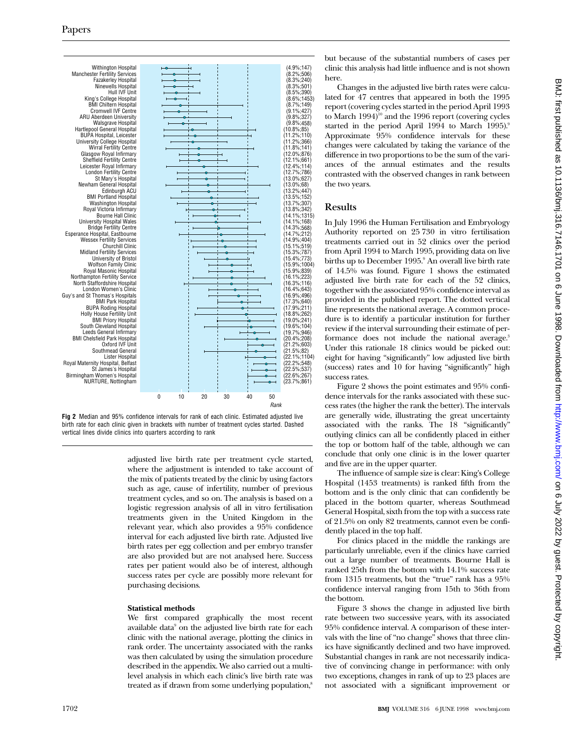**Fig 2** Median and 95% confidence intervals for rank of each clinic. Estimated adjusted live birth rate for each clinic given in brackets with number of treatment cycles started. Dashed vertical lines divide clinics into quarters according to rank

adjusted live birth rate per treatment cycle started, where the adjustment is intended to take account of the mix of patients treated by the clinic by using factors such as age, cause of infertility, number of previous treatment cycles, and so on. The analysis is based on a logistic regression analysis of all in vitro fertilisation treatments given in the United Kingdom in the relevant year, which also provides a 95% confidence interval for each adjusted live birth rate. Adjusted live birth rates per egg collection and per embryo transfer are also provided but are not analysed here. Success rates per patient would also be of interest, although success rates per cycle are possibly more relevant for purchasing decisions.

### Statistical methods

We first compared graphically the most recent available data[9] on the adjusted live birth rate for each clinic with the national average, plotting the clinics in rank order. The uncertainty associated with the ranks was then calculated by using the simulation procedure described in the appendix. We also carried out a multilevel analysis in which each clinic's live birth rate was treated as if drawn from some underlying population,[8] but because of the substantial numbers of cases per clinic this analysis had little influence and is not shown here.

Changes in the adjusted live birth rates were calculated for 47 centres that appeared in both the 1995 report (covering cycles started in the period April 1993 to March 1994)[10] and the 1996 report (covering cycles started in the period April 1994 to March 1995).[9] Approximate 95% confidence intervals for these changes were calculated by taking the variance of the difference in two proportions to be the sum of the variances of the annual estimates and the results contrasted with the observed changes in rank between the two years.

## Results

In July 1996 the Human Fertilisation and Embryology Authority reported on 25 730 in vitro fertilisation treatments carried out in 52 clinics over the period from April 1994 to March 1995, providing data on live births up to December 1995.[9] An overall live birth rate of 14.5% was found. Figure 1 shows the estimated adjusted live birth rate for each of the 52 clinics, together with the associated 95% confidence interval as provided in the published report. The dotted vertical line represents the national average. A common procedure is to identify a particular institution for further review if the interval surrounding their estimate of performance does not include the national average.[3] Under this rationale 18 clinics would be picked out: eight for having "significantly" low adjusted live birth (success) rates and 10 for having "significantly" high success rates.

Figure 2 shows the point estimates and 95% confidence intervals for the ranks associated with these success rates (the higher the rank the better). The intervals are generally wide, illustrating the great uncertainty associated with the ranks. The 18 "significantly" outlying clinics can all be confidently placed in either the top or bottom half of the table, although we can conclude that only one clinic is in the lower quarter and five are in the upper quarter.

The influence of sample size is clear: King's College Hospital (1453 treatments) is ranked fifth from the bottom and is the only clinic that can confidently be placed in the bottom quarter, whereas Southmead General Hospital, sixth from the top with a success rate of 21.5% on only 82 treatments, cannot even be confidently placed in the top half.

For clinics placed in the middle the rankings are particularly unreliable, even if the clinics have carried out a large number of treatments. Bourne Hall is ranked 25th from the bottom with 14.1% success rate from 1315 treatments, but the "true" rank has a 95% confidence interval ranging from 15th to 36th from the bottom.

Figure 3 shows the change in adjusted live birth rate between two successive years, with its associated 95% confidence interval. A comparison of these intervals with the line of "no change" shows that three clinics have significantly declined and two have improved. Substantial changes in rank are not necessarily indicative of convincing change in performance: with only two exceptions, changes in rank of up to 23 places are not associated with a significant improvement or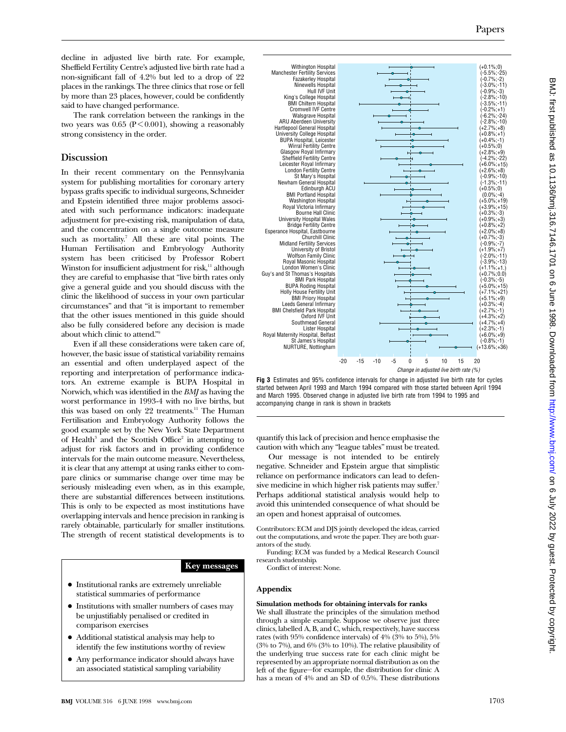decline in adjusted live birth rate. For example, Sheffield Fertility Centre's adjusted live birth rate had a non-significant fall of 4.2% but led to a drop of 22 places in the rankings. The three clinics that rose or fell by more than 23 places, however, could be confidently said to have changed performance.

The rank correlation between the rankings in the two years was 0.65 ($P<0.001$), showing a reasonably strong consistency in the order.

## Discussion

In their recent commentary on the Pennsylvania system for publishing mortalities for coronary artery bypass grafts specific to individual surgeons, Schneider and Epstein identified three major problems associated with such performance indicators: inadequate adjustment for pre-existing risk, manipulation of data, and the concentration on a single outcome measure such as mortality.[7] All these are vital points. The Human Fertilisation and Embryology Authority system has been criticised by Professor Robert Winston for insufficient adjustment for risk,[11] although they are careful to emphasise that "live birth rates only give a general guide and you should discuss with the clinic the likelihood of success in your own particular circumstances" and that "it is important to remember that the other issues mentioned in this guide should also be fully considered before any decision is made about which clinic to attend."[9]

Even if all these considerations were taken care of, however, the basic issue of statistical variability remains an essential and often underplayed aspect of the reporting and interpretation of performance indicators. An extreme example is BUPA Hospital in Norwich, which was identified in the *BMJ* as having the worst performance in 1993-4 with no live births, but this was based on only 22 treatments.[11] The Human Fertilisation and Embryology Authority follows the good example set by the New York State Department of Health[3] and the Scottish Office[2] in attempting to adjust for risk factors and in providing confidence intervals for the main outcome measure. Nevertheless, it is clear that any attempt at using ranks either to compare clinics or summarise change over time may be seriously misleading even when, as in this example, there are substantial differences between institutions. This is only to be expected as most institutions have overlapping intervals and hence precision in ranking is rarely obtainable, particularly for smaller institutions. The strength of recent statistical developments is to quantify this lack of precision and hence emphasise the caution with which any "league tables" must be treated.

Our message is not intended to be entirely negative. Schneider and Epstein argue that simplistic reliance on performance indicators can lead to defensive medicine in which higher risk patients may suffer.[7] Perhaps additional statistical analysis would help to avoid this unintended consequence of what should be an open and honest appraisal of outcomes.

**Key messages**

- Institutional ranks are extremely unreliable statistical summaries of performance
- Institutions with smaller numbers of cases may be unjustifiably penalised or credited in comparison exercises
- Additional statistical analysis may help to identify the few institutions worthy of review
- Any performance indicator should always have an associated statistical sampling variability

| Clinic | Change (%; rank change) |
|---|---|
| Withington Hospital | (+0.1%;0) |
| Manchester Fertility Services | (-5.5%;-25) |
| Fazakerley Hospital | (-0.7%;-2) |
| Ninewells Hospital | (-3.0%;-11) |
| Hull IVF Unit | (-0.9%;-3) |
| King's College Hospital | (-2.8%;-10) |
| BMI Chiltern Hospital | (-3.5%;-11) |
| Cromwell IVF Centre | (-0.2%;+1) |
| Walsgrave Hospital | (-6.2%;-24) |
| ARU Aberdeen University | (-2.8%;-10) |
| Hartlepool General Hospital | (+2.7%;+8) |
| University College Hospital | (+0.8%;+1) |
| BUPA Hospital, Leicester | (+0.4%;-1) |
| Wirral Fertility Centre | (+0.5%;0) |
| Glasgow Royal Infirmary | (+2.8%;+9) |
| Sheffield Fertility Centre | (-4.2%;-22) |
| Leicester Royal Infirmary | (+6.0%;+15) |
| London Fertility Centre | (+2.6%;+8) |
| St Mary's Hospital | (-0.9%;-10) |
| Newham General Hospital | (-1.3%;-11) |
| Edinburgh ACU | (+0.5%;0) |
| BMI Portland Hospital | (0.0%;-4) |
| Washington Hospital | (+5.0%;+19) |
| Royal Victoria Infirmary | (+3.9%;+15) |
| Bourne Hall Clinic | (+0.3%;-3) |
| University Hospital Wales | (+0.9%;+3) |
| Bridge Fertility Centre | (+0.8%;+2) |
| Esperance Hospital, Eastbourne | (+2.0%;+8) |
| Churchill Clinic | (+0.7%;-3) |
| Midland Fertility Services | (-0.9%;-7) |
| University of Bristol | (+1.9%;+7) |
| Wolfson Family Clinic | (-2.0%;-11) |
| Royal Masonic Hospital | (-3.9%;-13) |
| London Women's Clinic | (+1.1%;+1.) |
| Guy's and St Thomas's Hospitals | (+0.7%;0.0) |
| BMI Park Hospital | (-0.3%;-5) |
| BUPA Roding Hospital | (+5.0%;+15) |
| Holly House Fertility Unit | (+7.1%;+21) |
| BMI Priory Hospital | (+5.1%;+9) |
| Leeds General Infirmary | (+0.3%;-4) |
| BMI Chelsfield Park Hospital | (+2.7%;-1) |
| Oxford IVF Unit | (+4.3%;+2) |
| Southmead General | (+4.7%;+4) |
| Lister Hospital | (+2.3%;-1) |
| Royal Maternity Hospital, Belfast | (+6.0%;+9) |
| St James's Hospital | (-0.8%;-1) |
| NURTURE, Nottingham | (+13.6%;+36) |

**Fig 3** Estimates and 95% confidence intervals for change in adjusted live birth rate for cycles started between April 1993 and March 1994 compared with those started between April 1994 and March 1995. Observed change in adjusted live birth rate from 1994 to 1995 and accompanying change in rank is shown in brackets

Contributors: ECM and DJS jointly developed the ideas, carried out the computations, and wrote the paper. They are both guarantors of the study.

Funding: ECM was funded by a Medical Research Council research studentship.

Conflict of interest: None.

## Appendix

### Simulation methods for obtaining intervals for ranks

We shall illustrate the principles of the simulation method through a simple example. Suppose we observe just three clinics, labelled A, B, and C, which, respectively, have success rates (with 95% confidence intervals) of 4% (3% to 5%), 5% (3% to 7%), and 6% (3% to 10%). The relative plausibility of the underlying true success rate for each clinic might be represented by an appropriate normal distribution as on the left of the figure—for example, the distribution for clinic A has a mean of 4% and an SD of 0.5%. These distributions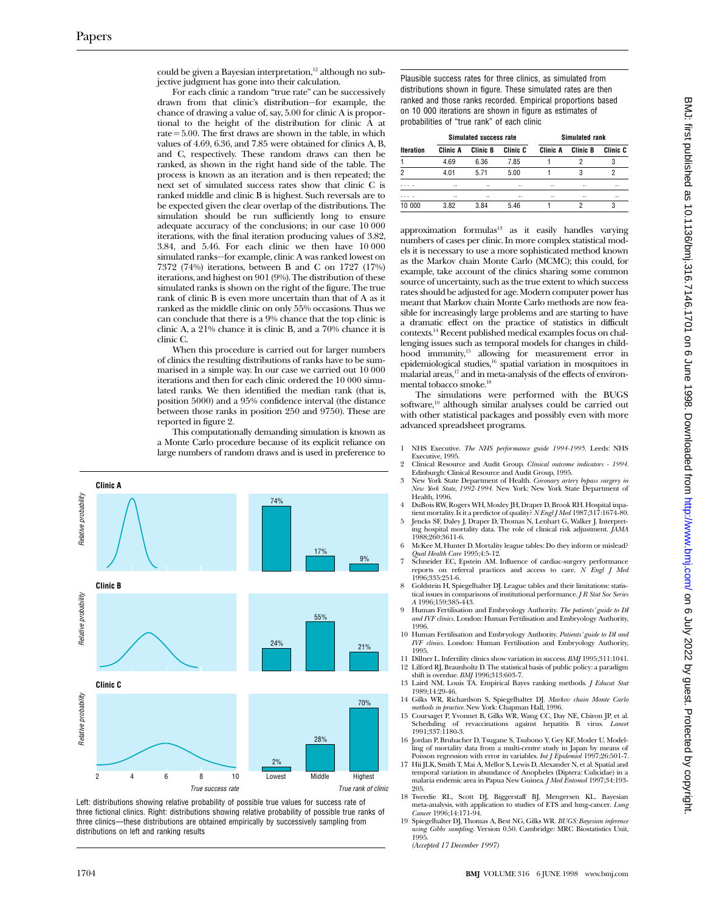could be given a Bayesian interpretation,[12] although no subjective judgment has gone into their calculation.

For each clinic a random "true rate" can be successively drawn from that clinic's distribution—for example, the chance of drawing a value of, say, 5.00 for clinic A is proportional to the height of the distribution for clinic A at rate = 5.00. The first draws are shown in the table, in which values of 4.69, 6.36, and 7.85 were obtained for clinics A, B, and C, respectively. These random draws can then be ranked, as shown in the right hand side of the table. The process is known as an iteration and is then repeated; the next set of simulated success rates show that clinic C is ranked middle and clinic B is highest. Such reversals are to be expected given the clear overlap of the distributions. The simulation should be run sufficiently long to ensure adequate accuracy of the conclusions; in our case 10 000 iterations, with the final iteration producing values of 3.82, 3.84, and 5.46. For each clinic we then have 10 000 simulated ranks—for example, clinic A was ranked lowest on 7372 (74%) iterations, between B and C on 1727 (17%) iterations, and highest on 901 (9%). The distribution of these simulated ranks is shown on the right of the figure. The true rank of clinic B is even more uncertain than that of A as it ranked as the middle clinic on only 55% occasions. Thus we can conclude that there is a 9% chance that the top clinic is clinic A, a 21% chance it is clinic B, and a 70% chance it is clinic C.

When this procedure is carried out for larger numbers of clinics the resulting distributions of ranks have to be summarised in a simple way. In our case we carried out 10 000 iterations and then for each clinic ordered the 10 000 simulated ranks. We then identified the median rank (that is, position 5000) and a 95% confidence interval (the distance between those ranks in position 250 and 9750). These are reported in figure 2.

This computationally demanding simulation is known as a Monte Carlo procedure because of its explicit reliance on large numbers of random draws and is used in preference to approximation formulas[13] as it easily handles varying numbers of cases per clinic. In more complex statistical models it is necessary to use a more sophisticated method known as the Markov chain Monte Carlo (MCMC); this could, for example, take account of the clinics sharing some common source of uncertainty, such as the true extent to which success rates should be adjusted for age. Modern computer power has meant that Markov chain Monte Carlo methods are now feasible for increasingly large problems and are starting to have a dramatic effect on the practice of statistics in difficult contexts.[14] Recent published medical examples focus on challenging issues such as temporal models for changes in childhood immunity,[15] allowing for measurement error in epidemiological studies,[16] spatial variation in mosquitoes in malarial areas,[17] and in meta-analysis of the effects of environmental tobacco smoke.[18]

The simulations were performed with the BUGS software,[19] although similar analyses could be carried out with other statistical packages and possibly even with more advanced spreadsheet programs.

Plausible success rates for three clinics, as simulated from distributions shown in figure. These simulated rates are then ranked and those ranks recorded. Empirical proportions based on 10 000 iterations are shown in figure as estimates of probabilities of "true rank" of each clinic

| | Simulated success rate | | | Simulated rank | | |
|---|---|---|---|---|---|---|
| Iteration | Clinic A | Clinic B | Clinic C | Clinic A | Clinic B | Clinic C |
| 1 | 4.69 | 6.36 | 7.85 | 1 | 2 | 3 |
| 2 | 4.01 | 5.71 | 5.00 | 1 | 3 | 2 |
| .... | .. | .. | .. | .. | .. | .. |
| .... | .. | .. | .. | .. | .. | .. |
| 10 000 | 3.82 | 3.84 | 5.46 | 1 | 2 | 3 |

Left: distributions showing relative probability of possible true values for success rate of three fictional clinics. Right: distributions showing relative probability of possible true ranks of three clinics—these distributions are obtained empirically by successively sampling from distributions on left and ranking results

1. NHS Executive. *The NHS performance guide 1994-1995.* Leeds: NHS Executive, 1995.
2. Clinical Resource and Audit Group. *Clinical outcome indicators - 1994.* Edinburgh: Clinical Resource and Audit Group, 1995.
3. New York State Department of Health. *Coronary artery bypass surgery in New York State, 1992-1994.* New York: New York State Department of Health, 1996.
4. DuBois RW, Rogers WH, Moxley JH, Draper D, Brook RH. Hospital inpatient mortality. Is it a predictor of quality? *N Engl J Med* 1987;317:1674-80.
5. Jencks SF, Daley J, Draper D, Thomas N, Lenhart G, Walker J. Interpreting hospital mortality data. The role of clinical risk adjustment. *JAMA* 1988;260:3611-6.
6. McKee M, Hunter D. Mortality league tables: Do they inform or mislead? *Qual Health Care* 1995;4:5-12.
7. Schneider EC, Epstein AM. Influence of cardiac-surgery performance reports on referral practices and access to care. *N Engl J Med* 1996;335:251-6.
8. Goldstein H, Spiegelhalter DJ. League tables and their limitations: statistical issues in comparisons of institutional performance. *J R Stat Soc Series A* 1996;159:385-443.
9. Human Fertilisation and Embryology Authority. *The patients' guide to DI and IVF clinics.* London: Human Fertilisation and Embryology Authority, 1996.
10. Human Fertilisation and Embryology Authority. *Patients' guide to DI and IVF clinics.* London: Human Fertilisation and Embryology Authority, 1995.
11. Dillner L. Infertility clinics show variation in success. *BMJ* 1995;311:1041.
12. Lilford RJ, Braunholtz D. The statistical basis of public policy: a paradigm shift is overdue. *BMJ* 1996;313:603-7.
13. Laird NM, Louis TA. Empirical Bayes ranking methods. *J Educat Stat* 1989;14:29-46.
14. Gilks WR, Richardson S, Spiegelhalter DJ. *Markov chain Monte Carlo methods in practice.* New York: Chapman Hall, 1996.
15. Coursaget P, Yvonnet B, Gilks WR, Wang CC, Day NE, Chiron JP, et al. Scheduling of revaccinations against hepatitis B virus. *Lancet* 1991;337:1180-3.
16. Jordan P, Brubacher D, Tsugane S, Tsubono Y, Gey KF, Moder U. Modelling of mortality data from a multi-centre study in Japan by means of Poisson regression with error in variables. *Int J Epidemiol* 1997;26:501-7.
17. Hii JLK, Smith T, Mai A, Mellor S, Lewis D, Alexander N, et al. Spatial and temporal variation in abundance of Anopheles (Diptera: Culicidae) in a malaria endemic area in Papua New Guinea. *J Med Entomol* 1997;34:193-205.
18. Tweedie RL, Scott DJ, Biggerstaff BJ, Mengersen KL. Bayesian meta-analysis, with application to studies of ETS and lung-cancer. *Lung Cancer* 1996;14:171-94.
19. Spiegelhalter DJ, Thomas A, Best NG, Gilks WR. *BUGS: Bayesian inference using Gibbs sampling.* Version 0.50. Cambridge: MRC Biostatistics Unit, 1995.

*(Accepted 17 December 1997)*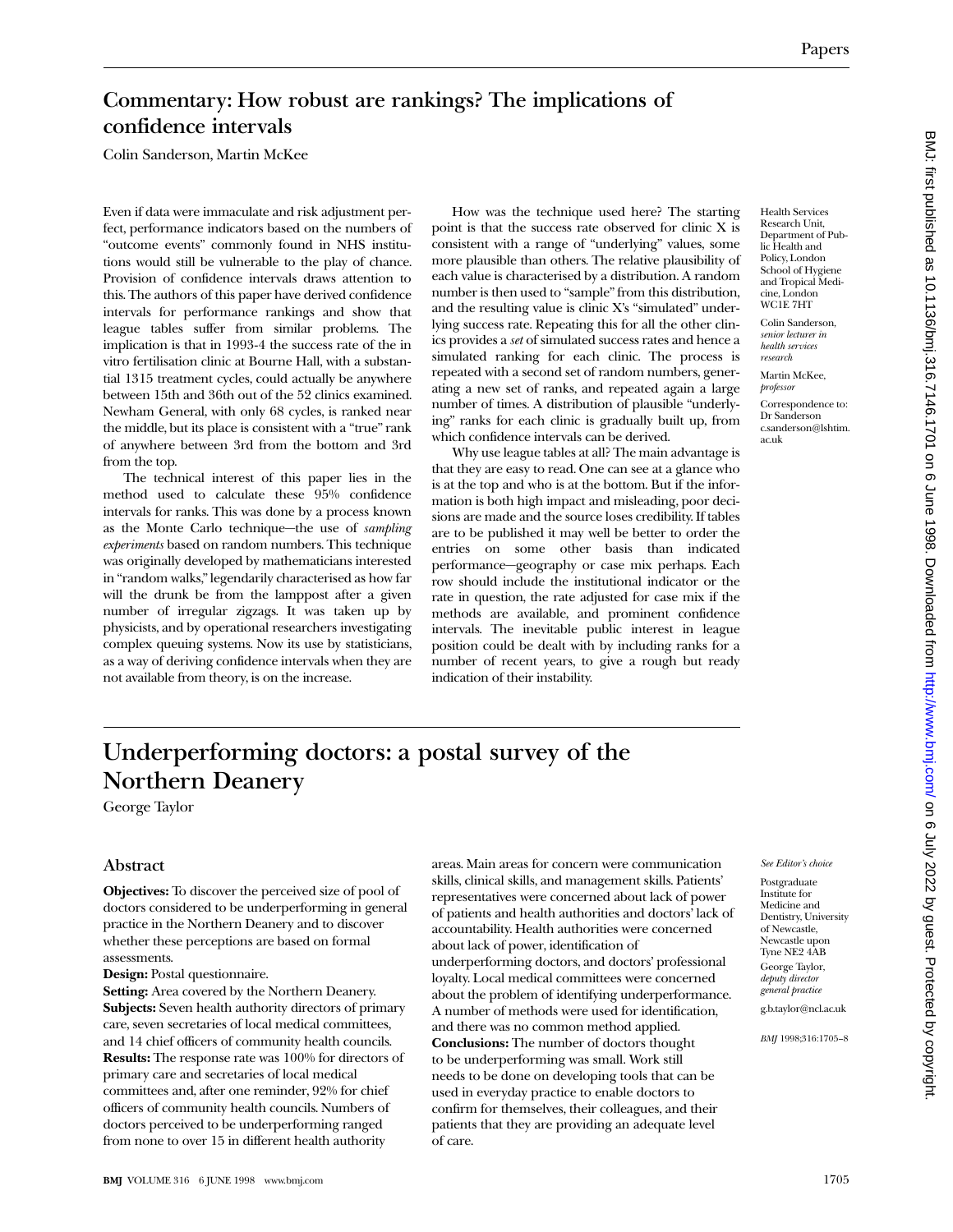# Commentary: How robust are rankings? The implications of confidence intervals

Colin Sanderson, Martin McKee

Even if data were immaculate and risk adjustment perfect, performance indicators based on the numbers of "outcome events" commonly found in NHS institutions would still be vulnerable to the play of chance. Provision of confidence intervals draws attention to this. The authors of this paper have derived confidence intervals for performance rankings and show that league tables suffer from similar problems. The implication is that in 1993-4 the success rate of the in vitro fertilisation clinic at Bourne Hall, with a substantial 1315 treatment cycles, could actually be anywhere between 15th and 36th out of the 52 clinics examined. Newham General, with only 68 cycles, is ranked near the middle, but its place is consistent with a "true" rank of anywhere between 3rd from the bottom and 3rd from the top.

The technical interest of this paper lies in the method used to calculate these 95% confidence intervals for ranks. This was done by a process known as the Monte Carlo technique—the use of *sampling experiments* based on random numbers. This technique was originally developed by mathematicians interested in "random walks," legendarily characterised as how far will the drunk be from the lamppost after a given number of irregular zigzags. It was taken up by physicists, and by operational researchers investigating complex queuing systems. Now its use by statisticians, as a way of deriving confidence intervals when they are not available from theory, is on the increase.

How was the technique used here? The starting point is that the success rate observed for clinic X is consistent with a range of "underlying" values, some more plausible than others. The relative plausibility of each value is characterised by a distribution. A random number is then used to "sample" from this distribution, and the resulting value is clinic X's "simulated" underlying success rate. Repeating this for all the other clinics provides a *set* of simulated success rates and hence a simulated ranking for each clinic. The process is repeated with a second set of random numbers, generating a new set of ranks, and repeated again a large number of times. A distribution of plausible "underlying" ranks for each clinic is gradually built up, from which confidence intervals can be derived.

Why use league tables at all? The main advantage is that they are easy to read. One can see at a glance who is at the top and who is at the bottom. But if the information is both high impact and misleading, poor decisions are made and the source loses credibility. If tables are to be published it may well be better to order the entries on some other basis than indicated performance—geography or case mix perhaps. Each row should include the institutional indicator or the rate in question, the rate adjusted for case mix if the methods are available, and prominent confidence intervals. The inevitable public interest in league position could be dealt with by including ranks for a number of recent years, to give a rough but ready indication of their instability.

Health Services Research Unit, Department of Public Health and Policy, London School of Hygiene and Tropical Medicine, London WC1E 7HT

Colin Sanderson, *senior lecturer in health services research*

Martin McKee, *professor*

Correspondence to: Dr Sanderson c.sanderson@lshtim.ac.uk

# Underperforming doctors: a postal survey of the Northern Deanery

George Taylor

## Abstract

**Objectives:** To discover the perceived size of pool of doctors considered to be underperforming in general practice in the Northern Deanery and to discover whether these perceptions are based on formal assessments.

**Design:** Postal questionnaire.

**Setting:** Area covered by the Northern Deanery.

**Subjects:** Seven health authority directors of primary care, seven secretaries of local medical committees, and 14 chief officers of community health councils.

**Results:** The response rate was 100% for directors of primary care and secretaries of local medical committees and, after one reminder, 92% for chief officers of community health councils. Numbers of doctors perceived to be underperforming ranged from none to over 15 in different health authority areas. Main areas for concern were communication skills, clinical skills, and management skills. Patients' representatives were concerned about lack of power of patients and health authorities and doctors' lack of accountability. Health authorities were concerned about lack of power, identification of underperforming doctors, and doctors' professional loyalty. Local medical committees were concerned about the problem of identifying underperformance. A number of methods were used for identification, and there was no common method applied.

**Conclusions:** The number of doctors thought to be underperforming was small. Work still needs to be done on developing tools that can be used in everyday practice to enable doctors to confirm for themselves, their colleagues, and their patients that they are providing an adequate level of care.

*See Editor's choice*

Postgraduate Institute for Medicine and Dentistry, University of Newcastle, Newcastle upon Tyne NE2 4AB

George Taylor, *deputy director general practice*

g.b.taylor@ncl.ac.uk

*BMJ* 1998;316:1705–8